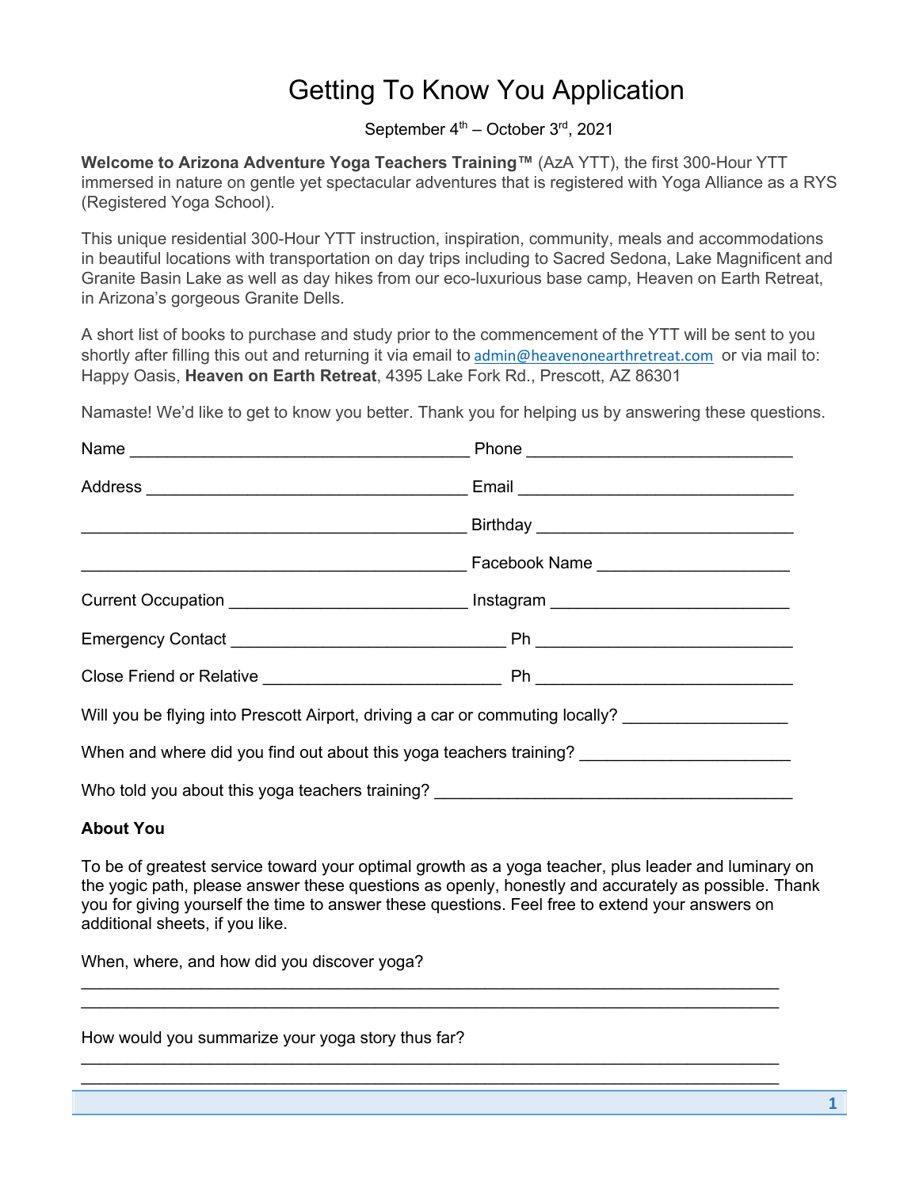# Getting To Know You Application

September 4th – October 3rd, 2021

**Welcome to Arizona Adventure Yoga Teachers Training™** (AzA YTT), the first 300-Hour YTT immersed in nature on gentle yet spectacular adventures that is registered with Yoga Alliance as a RYS (Registered Yoga School).

This unique residential 300-Hour YTT instruction, inspiration, community, meals and accommodations in beautiful locations with transportation on day trips including to Sacred Sedona, Lake Magnificent and Granite Basin Lake as well as day hikes from our eco-luxurious base camp, Heaven on Earth Retreat, in Arizona's gorgeous Granite Dells.

A short list of books to purchase and study prior to the commencement of the YTT will be sent to you shortly after filling this out and returning it via email to admin@heavenonearthretreat.com or via mail to: Happy Oasis, **Heaven on Earth Retreat**, 4395 Lake Fork Rd., Prescott, AZ 86301

Namaste! We'd like to get to know you better. Thank you for helping us by answering these questions.

Name ______________________________ Phone ______________________________

Address ______________________________ Email ______________________________

______________________________ Birthday ______________________________

______________________________ Facebook Name ______________________________

Current Occupation ______________________________ Instagram ______________________________

Emergency Contact ______________________________ Ph ______________________________

Close Friend or Relative ______________________________ Ph ______________________________

Will you be flying into Prescott Airport, driving a car or commuting locally? ________________

When and where did you find out about this yoga teachers training? ______________________

Who told you about this yoga teachers training? ______________________________________

**About You**

To be of greatest service toward your optimal growth as a yoga teacher, plus leader and luminary on the yogic path, please answer these questions as openly, honestly and accurately as possible. Thank you for giving yourself the time to answer these questions. Feel free to extend your answers on additional sheets, if you like.

When, where, and how did you discover yoga?

______________________________________________________________________________

______________________________________________________________________________

How would you summarize your yoga story thus far?

______________________________________________________________________________

______________________________________________________________________________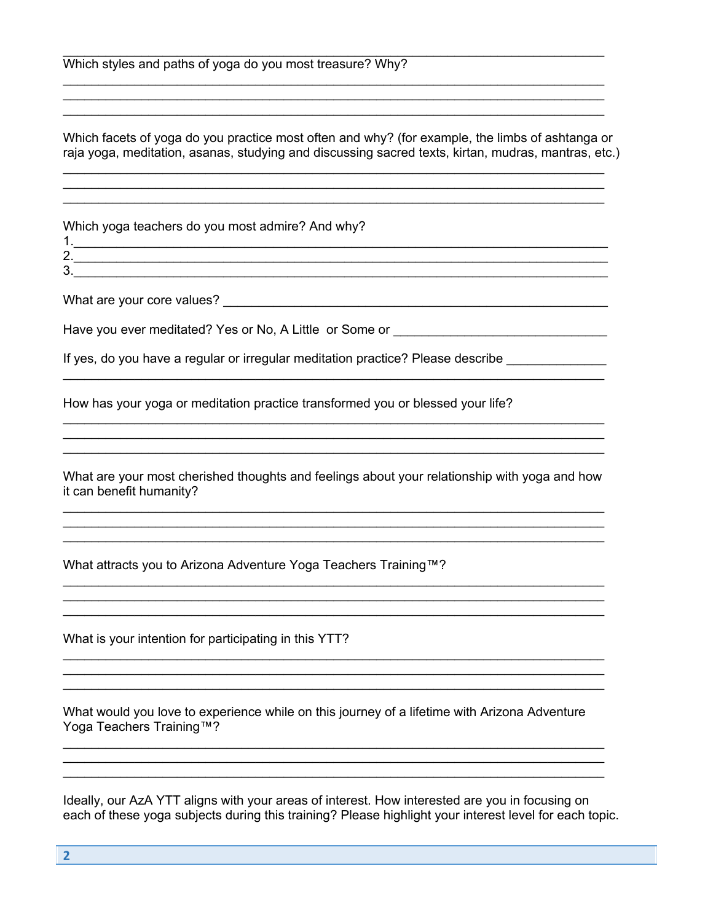\_\_\_\_\_\_\_\_\_\_\_\_\_\_\_\_\_\_\_\_\_\_\_\_\_\_\_\_\_\_\_\_\_\_\_\_\_\_\_\_\_\_\_\_\_\_\_\_\_\_\_\_\_\_\_\_\_\_\_\_\_\_\_\_\_\_\_\_\_\_\_\_

Which styles and paths of yoga do you most treasure? Why?

\_\_\_\_\_\_\_\_\_\_\_\_\_\_\_\_\_\_\_\_\_\_\_\_\_\_\_\_\_\_\_\_\_\_\_\_\_\_\_\_\_\_\_\_\_\_\_\_\_\_\_\_\_\_\_\_\_\_\_\_\_\_\_\_\_\_\_\_\_\_\_\_

\_\_\_\_\_\_\_\_\_\_\_\_\_\_\_\_\_\_\_\_\_\_\_\_\_\_\_\_\_\_\_\_\_\_\_\_\_\_\_\_\_\_\_\_\_\_\_\_\_\_\_\_\_\_\_\_\_\_\_\_\_\_\_\_\_\_\_\_\_\_\_\_

\_\_\_\_\_\_\_\_\_\_\_\_\_\_\_\_\_\_\_\_\_\_\_\_\_\_\_\_\_\_\_\_\_\_\_\_\_\_\_\_\_\_\_\_\_\_\_\_\_\_\_\_\_\_\_\_\_\_\_\_\_\_\_\_\_\_\_\_\_\_\_\_

Which facets of yoga do you practice most often and why? (for example, the limbs of ashtanga or raja yoga, meditation, asanas, studying and discussing sacred texts, kirtan, mudras, mantras, etc.)

\_\_\_\_\_\_\_\_\_\_\_\_\_\_\_\_\_\_\_\_\_\_\_\_\_\_\_\_\_\_\_\_\_\_\_\_\_\_\_\_\_\_\_\_\_\_\_\_\_\_\_\_\_\_\_\_\_\_\_\_\_\_\_\_\_\_\_\_\_\_\_\_

\_\_\_\_\_\_\_\_\_\_\_\_\_\_\_\_\_\_\_\_\_\_\_\_\_\_\_\_\_\_\_\_\_\_\_\_\_\_\_\_\_\_\_\_\_\_\_\_\_\_\_\_\_\_\_\_\_\_\_\_\_\_\_\_\_\_\_\_\_\_\_\_

\_\_\_\_\_\_\_\_\_\_\_\_\_\_\_\_\_\_\_\_\_\_\_\_\_\_\_\_\_\_\_\_\_\_\_\_\_\_\_\_\_\_\_\_\_\_\_\_\_\_\_\_\_\_\_\_\_\_\_\_\_\_\_\_\_\_\_\_\_\_\_\_

Which yoga teachers do you most admire? And why?

1.\_\_\_\_\_\_\_\_\_\_\_\_\_\_\_\_\_\_\_\_\_\_\_\_\_\_\_\_\_\_\_\_\_\_\_\_\_\_\_\_\_\_\_\_\_\_\_\_\_\_\_\_\_\_\_\_\_\_\_\_\_\_\_\_\_\_\_\_\_\_\_

2.\_\_\_\_\_\_\_\_\_\_\_\_\_\_\_\_\_\_\_\_\_\_\_\_\_\_\_\_\_\_\_\_\_\_\_\_\_\_\_\_\_\_\_\_\_\_\_\_\_\_\_\_\_\_\_\_\_\_\_\_\_\_\_\_\_\_\_\_\_\_\_

3.\_\_\_\_\_\_\_\_\_\_\_\_\_\_\_\_\_\_\_\_\_\_\_\_\_\_\_\_\_\_\_\_\_\_\_\_\_\_\_\_\_\_\_\_\_\_\_\_\_\_\_\_\_\_\_\_\_\_\_\_\_\_\_\_\_\_\_\_\_\_\_

What are your core values? \_\_\_\_\_\_\_\_\_\_\_\_\_\_\_\_\_\_\_\_\_\_\_\_\_\_\_\_\_\_\_\_\_\_\_\_\_\_\_\_\_\_\_\_\_\_\_\_

Have you ever meditated? Yes or No, A Little or Some or \_\_\_\_\_\_\_\_\_\_\_\_\_\_\_\_\_\_\_\_\_\_\_\_\_\_

If yes, do you have a regular or irregular meditation practice? Please describe \_\_\_\_\_\_\_\_\_\_\_\_

\_\_\_\_\_\_\_\_\_\_\_\_\_\_\_\_\_\_\_\_\_\_\_\_\_\_\_\_\_\_\_\_\_\_\_\_\_\_\_\_\_\_\_\_\_\_\_\_\_\_\_\_\_\_\_\_\_\_\_\_\_\_\_\_\_\_\_\_\_\_\_\_

How has your yoga or meditation practice transformed you or blessed your life?

\_\_\_\_\_\_\_\_\_\_\_\_\_\_\_\_\_\_\_\_\_\_\_\_\_\_\_\_\_\_\_\_\_\_\_\_\_\_\_\_\_\_\_\_\_\_\_\_\_\_\_\_\_\_\_\_\_\_\_\_\_\_\_\_\_\_\_\_\_\_\_\_

\_\_\_\_\_\_\_\_\_\_\_\_\_\_\_\_\_\_\_\_\_\_\_\_\_\_\_\_\_\_\_\_\_\_\_\_\_\_\_\_\_\_\_\_\_\_\_\_\_\_\_\_\_\_\_\_\_\_\_\_\_\_\_\_\_\_\_\_\_\_\_\_

\_\_\_\_\_\_\_\_\_\_\_\_\_\_\_\_\_\_\_\_\_\_\_\_\_\_\_\_\_\_\_\_\_\_\_\_\_\_\_\_\_\_\_\_\_\_\_\_\_\_\_\_\_\_\_\_\_\_\_\_\_\_\_\_\_\_\_\_\_\_\_\_

What are your most cherished thoughts and feelings about your relationship with yoga and how it can benefit humanity?

\_\_\_\_\_\_\_\_\_\_\_\_\_\_\_\_\_\_\_\_\_\_\_\_\_\_\_\_\_\_\_\_\_\_\_\_\_\_\_\_\_\_\_\_\_\_\_\_\_\_\_\_\_\_\_\_\_\_\_\_\_\_\_\_\_\_\_\_\_\_\_\_

\_\_\_\_\_\_\_\_\_\_\_\_\_\_\_\_\_\_\_\_\_\_\_\_\_\_\_\_\_\_\_\_\_\_\_\_\_\_\_\_\_\_\_\_\_\_\_\_\_\_\_\_\_\_\_\_\_\_\_\_\_\_\_\_\_\_\_\_\_\_\_\_

\_\_\_\_\_\_\_\_\_\_\_\_\_\_\_\_\_\_\_\_\_\_\_\_\_\_\_\_\_\_\_\_\_\_\_\_\_\_\_\_\_\_\_\_\_\_\_\_\_\_\_\_\_\_\_\_\_\_\_\_\_\_\_\_\_\_\_\_\_\_\_\_

What attracts you to Arizona Adventure Yoga Teachers Training™?

\_\_\_\_\_\_\_\_\_\_\_\_\_\_\_\_\_\_\_\_\_\_\_\_\_\_\_\_\_\_\_\_\_\_\_\_\_\_\_\_\_\_\_\_\_\_\_\_\_\_\_\_\_\_\_\_\_\_\_\_\_\_\_\_\_\_\_\_\_\_\_\_

\_\_\_\_\_\_\_\_\_\_\_\_\_\_\_\_\_\_\_\_\_\_\_\_\_\_\_\_\_\_\_\_\_\_\_\_\_\_\_\_\_\_\_\_\_\_\_\_\_\_\_\_\_\_\_\_\_\_\_\_\_\_\_\_\_\_\_\_\_\_\_\_

\_\_\_\_\_\_\_\_\_\_\_\_\_\_\_\_\_\_\_\_\_\_\_\_\_\_\_\_\_\_\_\_\_\_\_\_\_\_\_\_\_\_\_\_\_\_\_\_\_\_\_\_\_\_\_\_\_\_\_\_\_\_\_\_\_\_\_\_\_\_\_\_

What is your intention for participating in this YTT?

\_\_\_\_\_\_\_\_\_\_\_\_\_\_\_\_\_\_\_\_\_\_\_\_\_\_\_\_\_\_\_\_\_\_\_\_\_\_\_\_\_\_\_\_\_\_\_\_\_\_\_\_\_\_\_\_\_\_\_\_\_\_\_\_\_\_\_\_\_\_\_\_

\_\_\_\_\_\_\_\_\_\_\_\_\_\_\_\_\_\_\_\_\_\_\_\_\_\_\_\_\_\_\_\_\_\_\_\_\_\_\_\_\_\_\_\_\_\_\_\_\_\_\_\_\_\_\_\_\_\_\_\_\_\_\_\_\_\_\_\_\_\_\_\_

\_\_\_\_\_\_\_\_\_\_\_\_\_\_\_\_\_\_\_\_\_\_\_\_\_\_\_\_\_\_\_\_\_\_\_\_\_\_\_\_\_\_\_\_\_\_\_\_\_\_\_\_\_\_\_\_\_\_\_\_\_\_\_\_\_\_\_\_\_\_\_\_

What would you love to experience while on this journey of a lifetime with Arizona Adventure Yoga Teachers Training™?

\_\_\_\_\_\_\_\_\_\_\_\_\_\_\_\_\_\_\_\_\_\_\_\_\_\_\_\_\_\_\_\_\_\_\_\_\_\_\_\_\_\_\_\_\_\_\_\_\_\_\_\_\_\_\_\_\_\_\_\_\_\_\_\_\_\_\_\_\_\_\_\_

\_\_\_\_\_\_\_\_\_\_\_\_\_\_\_\_\_\_\_\_\_\_\_\_\_\_\_\_\_\_\_\_\_\_\_\_\_\_\_\_\_\_\_\_\_\_\_\_\_\_\_\_\_\_\_\_\_\_\_\_\_\_\_\_\_\_\_\_\_\_\_\_

\_\_\_\_\_\_\_\_\_\_\_\_\_\_\_\_\_\_\_\_\_\_\_\_\_\_\_\_\_\_\_\_\_\_\_\_\_\_\_\_\_\_\_\_\_\_\_\_\_\_\_\_\_\_\_\_\_\_\_\_\_\_\_\_\_\_\_\_\_\_\_\_

Ideally, our AzA YTT aligns with your areas of interest. How interested are you in focusing on each of these yoga subjects during this training? Please highlight your interest level for each topic.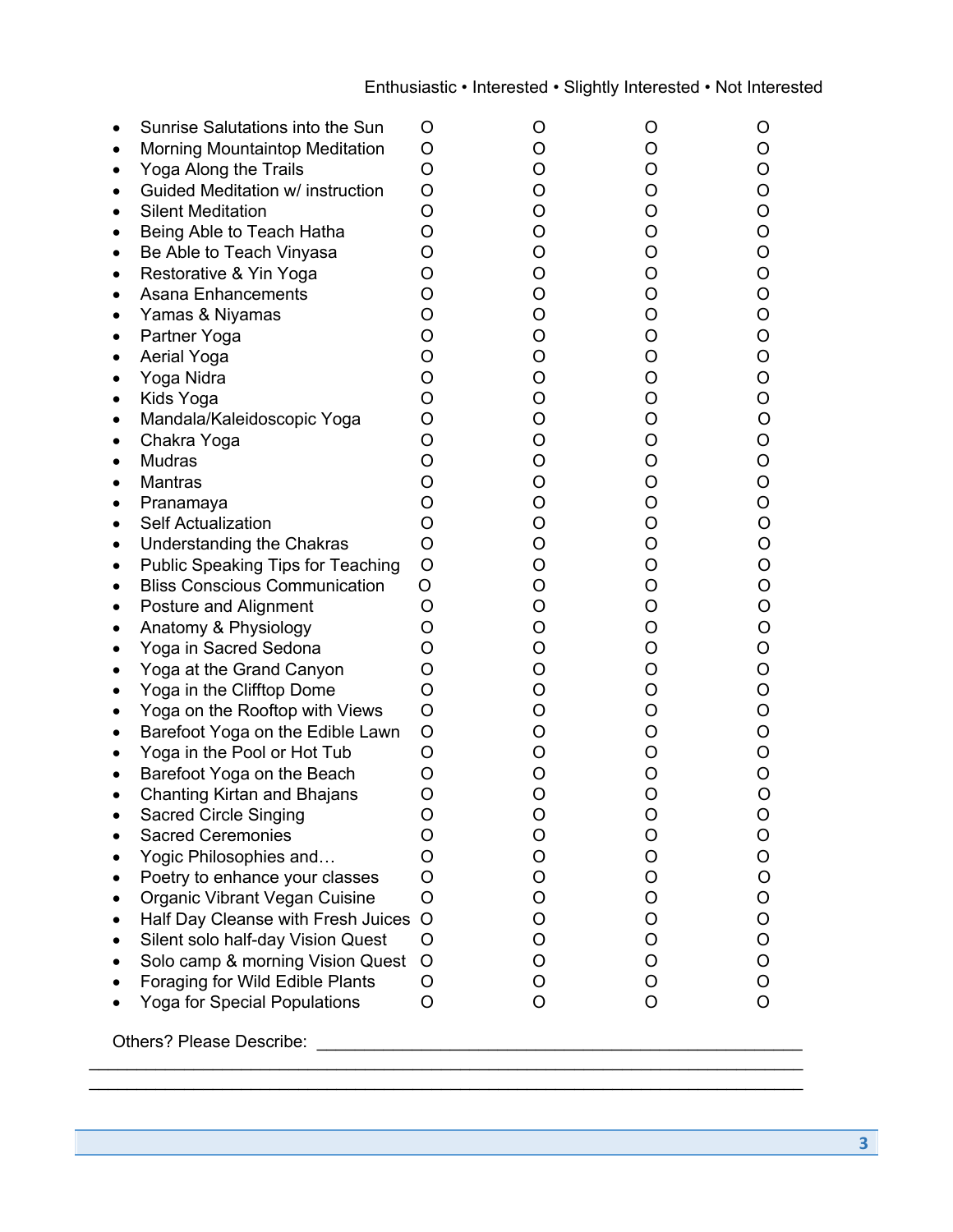| | Enthusiastic | Interested | Slightly Interested | Not Interested |
|---|---|---|---|---|
| Sunrise Salutations into the Sun | O | O | O | O |
| Morning Mountaintop Meditation | O | O | O | O |
| Yoga Along the Trails | O | O | O | O |
| Guided Meditation w/ instruction | O | O | O | O |
| Silent Meditation | O | O | O | O |
| Being Able to Teach Hatha | O | O | O | O |
| Be Able to Teach Vinyasa | O | O | O | O |
| Restorative & Yin Yoga | O | O | O | O |
| Asana Enhancements | O | O | O | O |
| Yamas & Niyamas | O | O | O | O |
| Partner Yoga | O | O | O | O |
| Aerial Yoga | O | O | O | O |
| Yoga Nidra | O | O | O | O |
| Kids Yoga | O | O | O | O |
| Mandala/Kaleidoscopic Yoga | O | O | O | O |
| Chakra Yoga | O | O | O | O |
| Mudras | O | O | O | O |
| Mantras | O | O | O | O |
| Pranamaya | O | O | O | O |
| Self Actualization | O | O | O | O |
| Understanding the Chakras | O | O | O | O |
| Public Speaking Tips for Teaching | O | O | O | O |
| Bliss Conscious Communication | O | O | O | O |
| Posture and Alignment | O | O | O | O |
| Anatomy & Physiology | O | O | O | O |
| Yoga in Sacred Sedona | O | O | O | O |
| Yoga at the Grand Canyon | O | O | O | O |
| Yoga in the Clifftop Dome | O | O | O | O |
| Yoga on the Rooftop with Views | O | O | O | O |
| Barefoot Yoga on the Edible Lawn | O | O | O | O |
| Yoga in the Pool or Hot Tub | O | O | O | O |
| Barefoot Yoga on the Beach | O | O | O | O |
| Chanting Kirtan and Bhajans | O | O | O | O |
| Sacred Circle Singing | O | O | O | O |
| Sacred Ceremonies | O | O | O | O |
| Yogic Philosophies and… | O | O | O | O |
| Poetry to enhance your classes | O | O | O | O |
| Organic Vibrant Vegan Cuisine | O | O | O | O |
| Half Day Cleanse with Fresh Juices | O | O | O | O |
| Silent solo half-day Vision Quest | O | O | O | O |
| Solo camp & morning Vision Quest | O | O | O | O |
| Foraging for Wild Edible Plants | O | O | O | O |
| Yoga for Special Populations | O | O | O | O |

Others? Please Describe: ____________________________________________________

______________________________________________________________________

______________________________________________________________________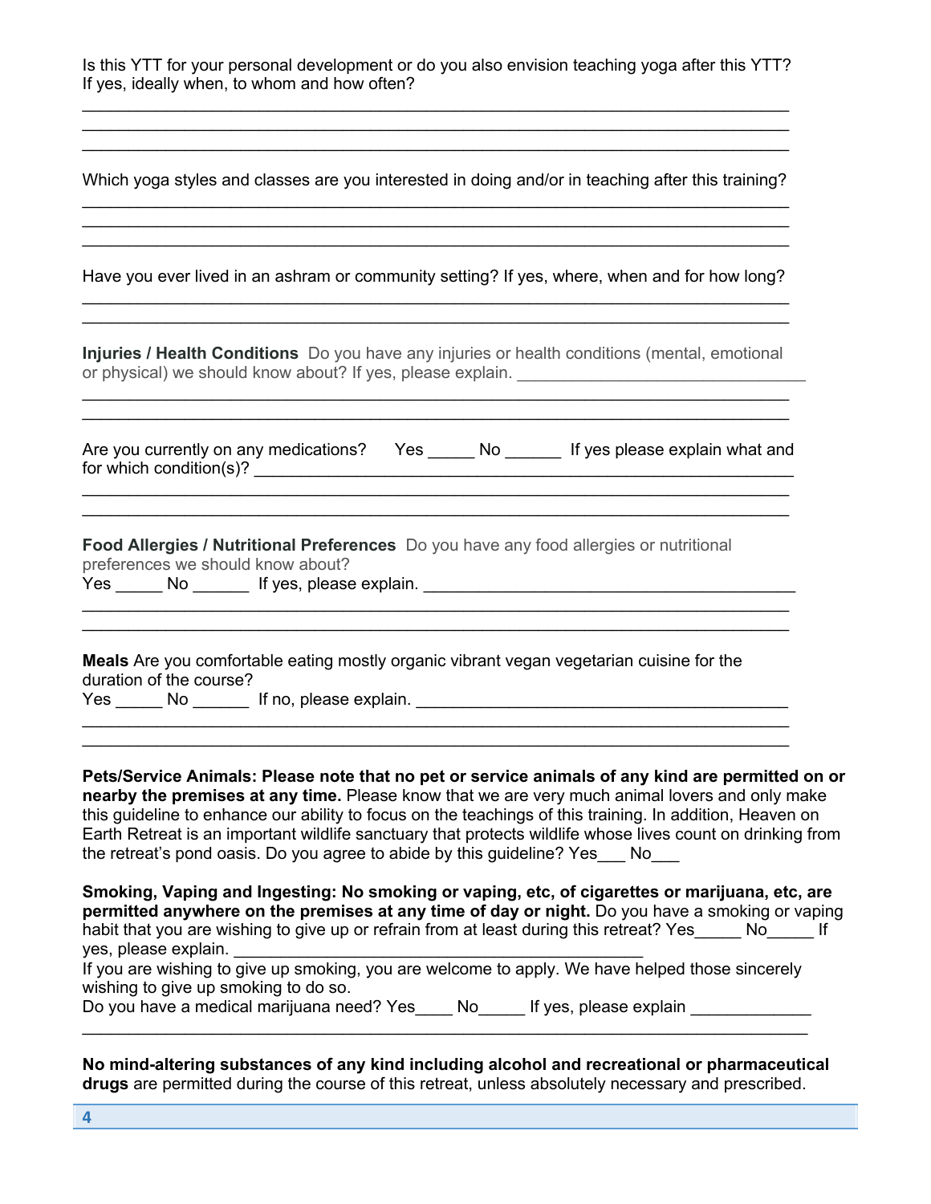Is this YTT for your personal development or do you also envision teaching yoga after this YTT? If yes, ideally when, to whom and how often?

___________________________________________________________________________
___________________________________________________________________________
___________________________________________________________________________

Which yoga styles and classes are you interested in doing and/or in teaching after this training?

___________________________________________________________________________
___________________________________________________________________________
___________________________________________________________________________

Have you ever lived in an ashram or community setting? If yes, where, when and for how long?

___________________________________________________________________________
___________________________________________________________________________

**Injuries / Health Conditions** Do you have any injuries or health conditions (mental, emotional or physical) we should know about? If yes, please explain. ________________________________

___________________________________________________________________________
___________________________________________________________________________

Are you currently on any medications? Yes _____ No ______ If yes please explain what and for which condition(s)? ____________________________________________________________

___________________________________________________________________________
___________________________________________________________________________

**Food Allergies / Nutritional Preferences** Do you have any food allergies or nutritional preferences we should know about?
Yes _____ No ______ If yes, please explain. _________________________________________

___________________________________________________________________________
___________________________________________________________________________

**Meals** Are you comfortable eating mostly organic vibrant vegan vegetarian cuisine for the duration of the course?
Yes _____ No ______ If no, please explain. _________________________________________

___________________________________________________________________________
___________________________________________________________________________

**Pets/Service Animals: Please note that no pet or service animals of any kind are permitted on or nearby the premises at any time.** Please know that we are very much animal lovers and only make this guideline to enhance our ability to focus on the teachings of this training. In addition, Heaven on Earth Retreat is an important wildlife sanctuary that protects wildlife whose lives count on drinking from the retreat's pond oasis. Do you agree to abide by this guideline? Yes___ No___

**Smoking, Vaping and Ingesting: No smoking or vaping, etc, of cigarettes or marijuana, etc, are permitted anywhere on the premises at any time of day or night.** Do you have a smoking or vaping habit that you are wishing to give up or refrain from at least during this retreat? Yes_____ No_____ If yes, please explain. ______________________________________________
If you are wishing to give up smoking, you are welcome to apply. We have helped those sincerely wishing to give up smoking to do so.
Do you have a medical marijuana need? Yes____ No_____ If yes, please explain _____________

___________________________________________________________________________

**No mind-altering substances of any kind including alcohol and recreational or pharmaceutical drugs** are permitted during the course of this retreat, unless absolutely necessary and prescribed.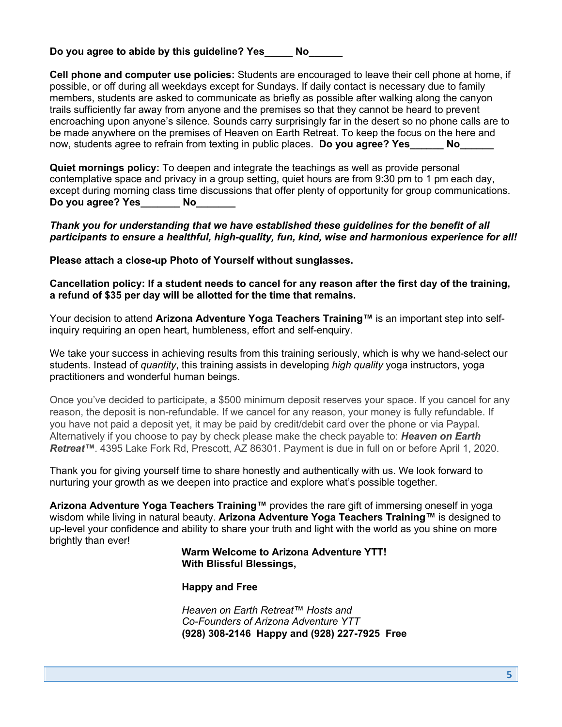**Do you agree to abide by this guideline? Yes_____ No______**

**Cell phone and computer use policies:** Students are encouraged to leave their cell phone at home, if possible, or off during all weekdays except for Sundays. If daily contact is necessary due to family members, students are asked to communicate as briefly as possible after walking along the canyon trails sufficiently far away from anyone and the premises so that they cannot be heard to prevent encroaching upon anyone's silence. Sounds carry surprisingly far in the desert so no phone calls are to be made anywhere on the premises of Heaven on Earth Retreat. To keep the focus on the here and now, students agree to refrain from texting in public places. **Do you agree? Yes______ No______**

**Quiet mornings policy:** To deepen and integrate the teachings as well as provide personal contemplative space and privacy in a group setting, quiet hours are from 9:30 pm to 1 pm each day, except during morning class time discussions that offer plenty of opportunity for group communications. **Do you agree? Yes_______ No_______**

***Thank you for understanding that we have established these guidelines for the benefit of all participants to ensure a healthful, high-quality, fun, kind, wise and harmonious experience for all!***

**Please attach a close-up Photo of Yourself without sunglasses.**

**Cancellation policy: If a student needs to cancel for any reason after the first day of the training, a refund of $35 per day will be allotted for the time that remains.**

Your decision to attend **Arizona Adventure Yoga Teachers Training™** is an important step into self-inquiry requiring an open heart, humbleness, effort and self-enquiry.

We take your success in achieving results from this training seriously, which is why we hand-select our students. Instead of *quantity*, this training assists in developing *high quality* yoga instructors, yoga practitioners and wonderful human beings.

Once you've decided to participate, a $500 minimum deposit reserves your space. If you cancel for any reason, the deposit is non-refundable. If we cancel for any reason, your money is fully refundable. If you have not paid a deposit yet, it may be paid by credit/debit card over the phone or via Paypal. Alternatively if you choose to pay by check please make the check payable to: ***Heaven on Earth Retreat™***. 4395 Lake Fork Rd, Prescott, AZ 86301. Payment is due in full on or before April 1, 2020.

Thank you for giving yourself time to share honestly and authentically with us. We look forward to nurturing your growth as we deepen into practice and explore what's possible together.

**Arizona Adventure Yoga Teachers Training™** provides the rare gift of immersing oneself in yoga wisdom while living in natural beauty. **Arizona Adventure Yoga Teachers Training™** is designed to up-level your confidence and ability to share your truth and light with the world as you shine on more brightly than ever!

**Warm Welcome to Arizona Adventure YTT!**
**With Blissful Blessings,**

**Happy and Free**

*Heaven on Earth Retreat™ Hosts and*
*Co-Founders of Arizona Adventure YTT*
**(928) 308-2146 Happy and (928) 227-7925 Free**